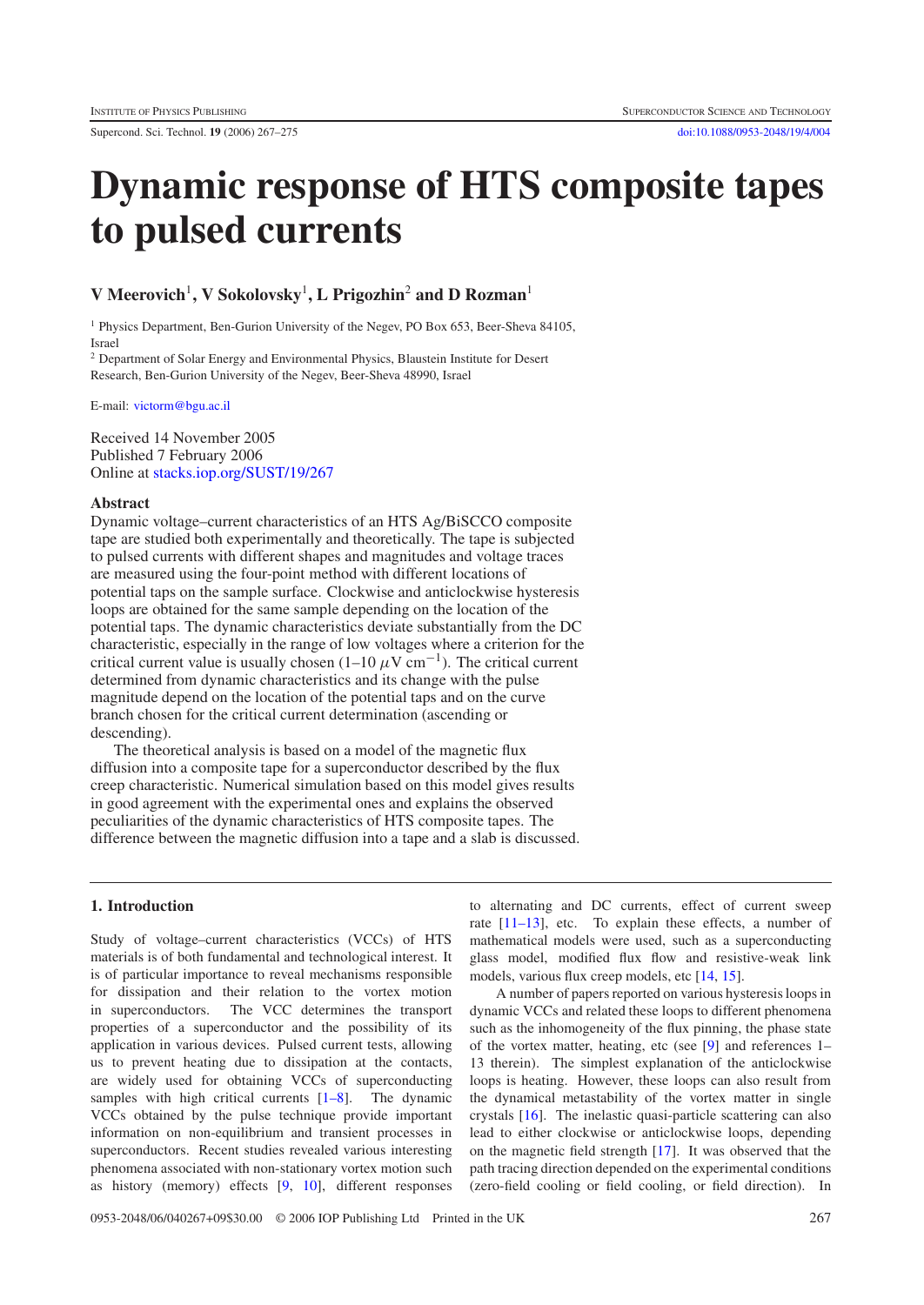# Dynamic response of HTS composite tapes to pulsed currents

**V Meerovich[1], V Sokolovsky[1], L Prigozhin[2] and D Rozman[1]**

[1] Physics Department, Ben-Gurion University of the Negev, PO Box 653, Beer-Sheva 84105, Israel

[2] Department of Solar Energy and Environmental Physics, Blaustein Institute for Desert Research, Ben-Gurion University of the Negev, Beer-Sheva 48990, Israel

E-mail: victorm@bgu.ac.il

Received 14 November 2005
Published 7 February 2006
Online at stacks.iop.org/SUST/19/267

## Abstract

Dynamic voltage–current characteristics of an HTS Ag/BiSCCO composite tape are studied both experimentally and theoretically. The tape is subjected to pulsed currents with different shapes and magnitudes and voltage traces are measured using the four-point method with different locations of potential taps on the sample surface. Clockwise and anticlockwise hysteresis loops are obtained for the same sample depending on the location of the potential taps. The dynamic characteristics deviate substantially from the DC characteristic, especially in the range of low voltages where a criterion for the critical current value is usually chosen (1–10 $\mu$V cm$^{-1}$). The critical current determined from dynamic characteristics and its change with the pulse magnitude depend on the location of the potential taps and on the curve branch chosen for the critical current determination (ascending or descending).

The theoretical analysis is based on a model of the magnetic flux diffusion into a composite tape for a superconductor described by the flux creep characteristic. Numerical simulation based on this model gives results in good agreement with the experimental ones and explains the observed peculiarities of the dynamic characteristics of HTS composite tapes. The difference between the magnetic diffusion into a tape and a slab is discussed.

## 1. Introduction

Study of voltage–current characteristics (VCCs) of HTS materials is of both fundamental and technological interest. It is of particular importance to reveal mechanisms responsible for dissipation and their relation to the vortex motion in superconductors. The VCC determines the transport properties of a superconductor and the possibility of its application in various devices. Pulsed current tests, allowing us to prevent heating due to dissipation at the contacts, are widely used for obtaining VCCs of superconducting samples with high critical currents [1–8]. The dynamic VCCs obtained by the pulse technique provide important information on non-equilibrium and transient processes in superconductors. Recent studies revealed various interesting phenomena associated with non-stationary vortex motion such as history (memory) effects [9, 10], different responses to alternating and DC currents, effect of current sweep rate [11–13], etc. To explain these effects, a number of mathematical models were used, such as a superconducting glass model, modified flux flow and resistive-weak link models, various flux creep models, etc [14, 15].

A number of papers reported on various hysteresis loops in dynamic VCCs and related these loops to different phenomena such as the inhomogeneity of the flux pinning, the phase state of the vortex matter, heating, etc (see [9] and references 1–13 therein). The simplest explanation of the anticlockwise loops is heating. However, these loops can also result from the dynamical metastability of the vortex matter in single crystals [16]. The inelastic quasi-particle scattering can also lead to either clockwise or anticlockwise loops, depending on the magnetic field strength [17]. It was observed that the path tracing direction depended on the experimental conditions (zero-field cooling or field cooling, or field direction). In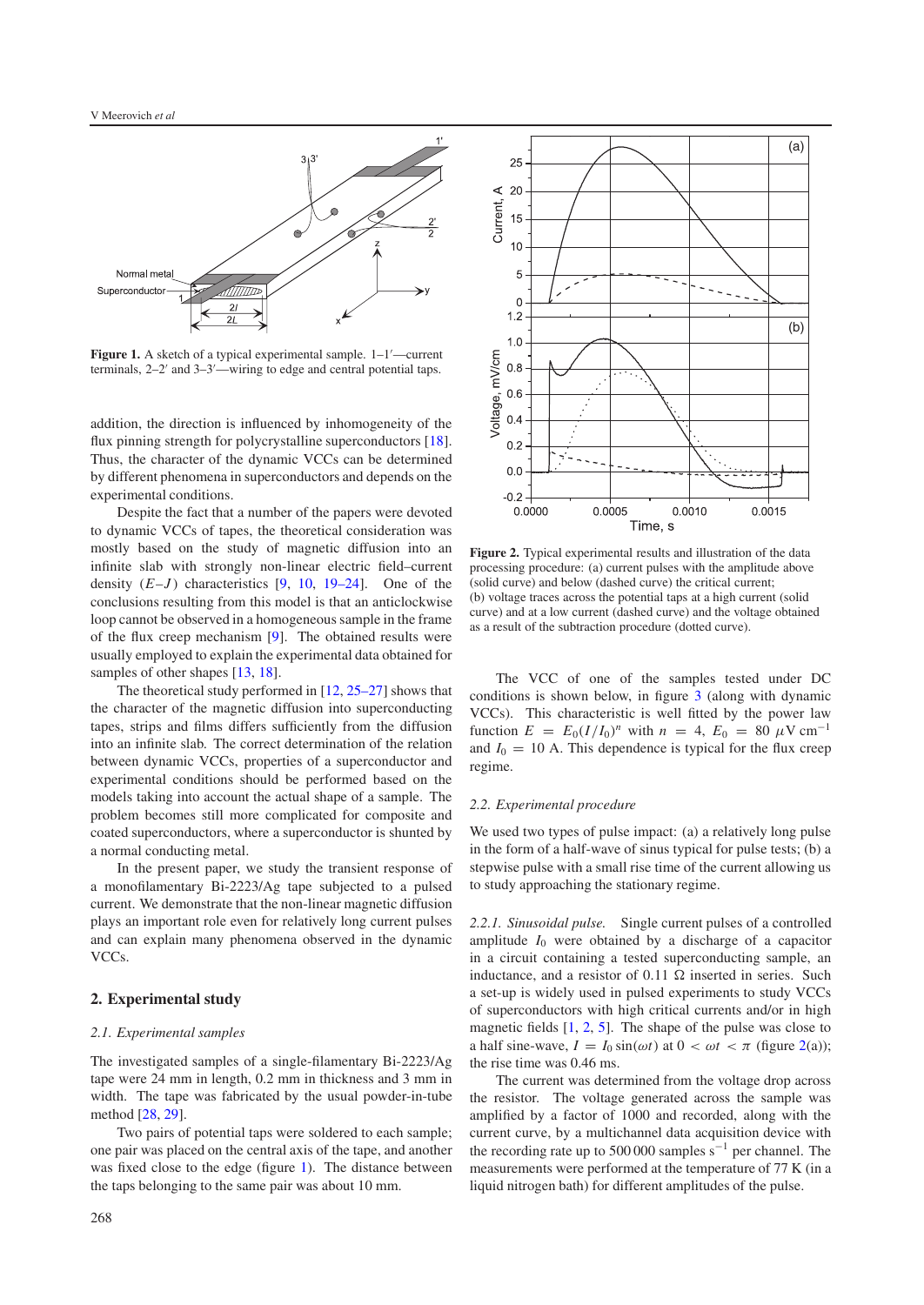Figure 1. A sketch of a typical experimental sample. 1–1′—current terminals, 2–2′ and 3–3′—wiring to edge and central potential taps.

addition, the direction is influenced by inhomogeneity of the flux pinning strength for polycrystalline superconductors [18]. Thus, the character of the dynamic VCCs can be determined by different phenomena in superconductors and depends on the experimental conditions.

Despite the fact that a number of the papers were devoted to dynamic VCCs of tapes, the theoretical consideration was mostly based on the study of magnetic diffusion into an infinite slab with strongly non-linear electric field–current density ($E$–$J$) characteristics [9, 10, 19–24]. One of the conclusions resulting from this model is that an anticlockwise loop cannot be observed in a homogeneous sample in the frame of the flux creep mechanism [9]. The obtained results were usually employed to explain the experimental data obtained for samples of other shapes [13, 18].

The theoretical study performed in [12, 25–27] shows that the character of the magnetic diffusion into superconducting tapes, strips and films differs sufficiently from the diffusion into an infinite slab. The correct determination of the relation between dynamic VCCs, properties of a superconductor and experimental conditions should be performed based on the models taking into account the actual shape of a sample. The problem becomes still more complicated for composite and coated superconductors, where a superconductor is shunted by a normal conducting metal.

In the present paper, we study the transient response of a monofilamentary Bi-2223/Ag tape subjected to a pulsed current. We demonstrate that the non-linear magnetic diffusion plays an important role even for relatively long current pulses and can explain many phenomena observed in the dynamic VCCs.

## 2. Experimental study

### 2.1. Experimental samples

The investigated samples of a single-filamentary Bi-2223/Ag tape were 24 mm in length, 0.2 mm in thickness and 3 mm in width. The tape was fabricated by the usual powder-in-tube method [28, 29].

Two pairs of potential taps were soldered to each sample; one pair was placed on the central axis of the tape, and another was fixed close to the edge (figure 1). The distance between the taps belonging to the same pair was about 10 mm.

Figure 2. Typical experimental results and illustration of the data processing procedure: (a) current pulses with the amplitude above (solid curve) and below (dashed curve) the critical current; (b) voltage traces across the potential taps at a high current (solid curve) and at a low current (dashed curve) and the voltage obtained as a result of the subtraction procedure (dotted curve).

The VCC of one of the samples tested under DC conditions is shown below, in figure 3 (along with dynamic VCCs). This characteristic is well fitted by the power law function $E = E_0(I/I_0)^n$ with $n = 4$, $E_0 = 80\ \mu\text{V cm}^{-1}$ and $I_0 = 10$ A. This dependence is typical for the flux creep regime.

### 2.2. Experimental procedure

We used two types of pulse impact: (a) a relatively long pulse in the form of a half-wave of sinus typical for pulse tests; (b) a stepwise pulse with a small rise time of the current allowing us to study approaching the stationary regime.

*2.2.1. Sinusoidal pulse.* Single current pulses of a controlled amplitude $I_0$ were obtained by a discharge of a capacitor in a circuit containing a tested superconducting sample, an inductance, and a resistor of 0.11 Ω inserted in series. Such a set-up is widely used in pulsed experiments to study VCCs of superconductors with high critical currents and/or in high magnetic fields [1, 2, 5]. The shape of the pulse was close to a half sine-wave, $I = I_0 \sin(\omega t)$ at $0 < \omega t < \pi$ (figure 2(a)); the rise time was 0.46 ms.

The current was determined from the voltage drop across the resistor. The voltage generated across the sample was amplified by a factor of 1000 and recorded, along with the current curve, by a multichannel data acquisition device with the recording rate up to 500 000 samples $\text{s}^{-1}$ per channel. The measurements were performed at the temperature of 77 K (in a liquid nitrogen bath) for different amplitudes of the pulse.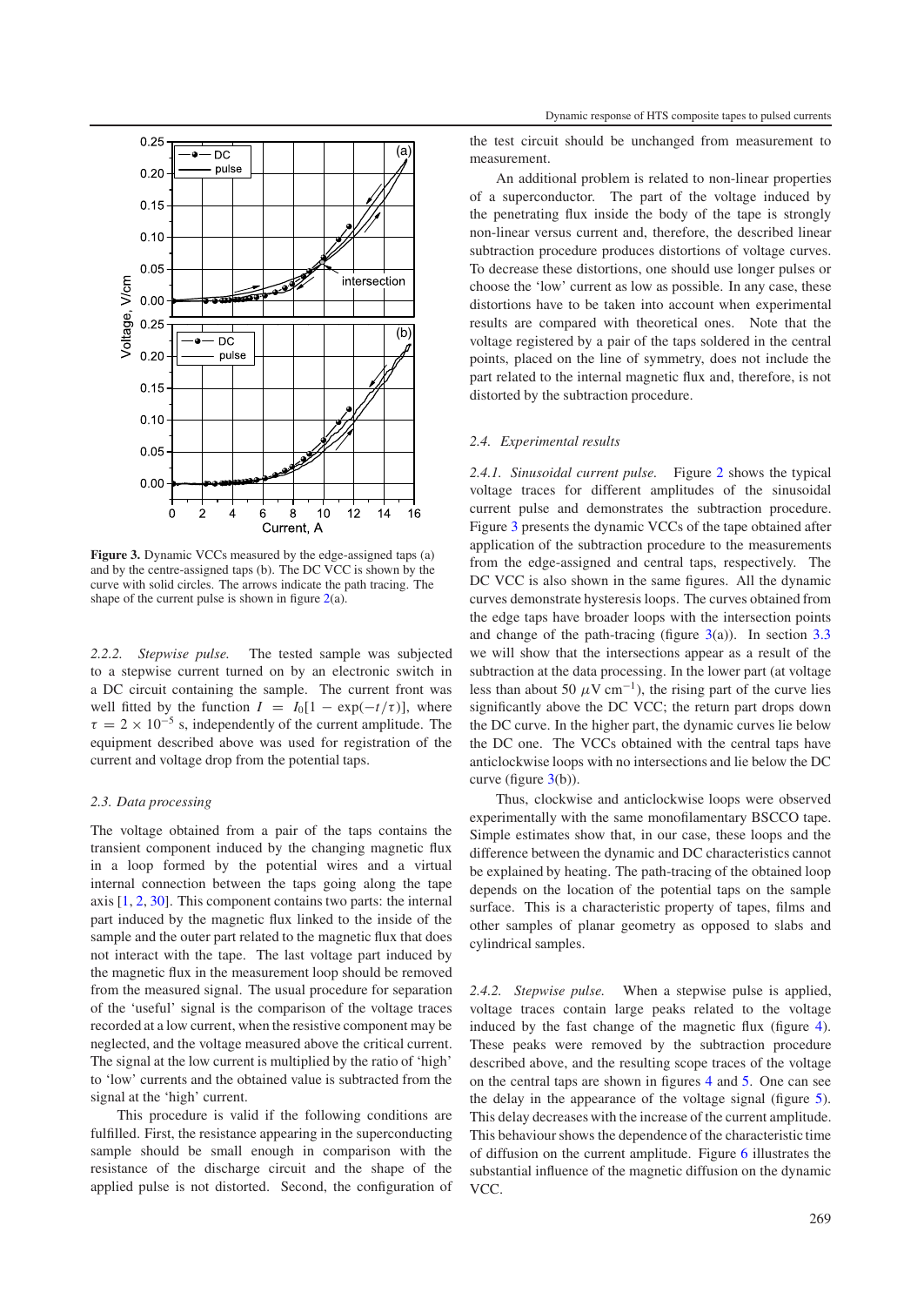**Figure 3.** Dynamic VCCs measured by the edge-assigned taps (a) and by the centre-assigned taps (b). The DC VCC is shown by the curve with solid circles. The arrows indicate the path tracing. The shape of the current pulse is shown in figure 2(a).

*2.2.2. Stepwise pulse.* The tested sample was subjected to a stepwise current turned on by an electronic switch in a DC circuit containing the sample. The current front was well fitted by the function $I = I_0[1 - \exp(-t/\tau)]$, where $\tau = 2 \times 10^{-5}$ s, independently of the current amplitude. The equipment described above was used for registration of the current and voltage drop from the potential taps.

### 2.3. Data processing

The voltage obtained from a pair of the taps contains the transient component induced by the changing magnetic flux in a loop formed by the potential wires and a virtual internal connection between the taps going along the tape axis [1, 2, 30]. This component contains two parts: the internal part induced by the magnetic flux linked to the inside of the sample and the outer part related to the magnetic flux that does not interact with the tape. The last voltage part induced by the magnetic flux in the measurement loop should be removed from the measured signal. The usual procedure for separation of the 'useful' signal is the comparison of the voltage traces recorded at a low current, when the resistive component may be neglected, and the voltage measured above the critical current. The signal at the low current is multiplied by the ratio of 'high' to 'low' currents and the obtained value is subtracted from the signal at the 'high' current.

This procedure is valid if the following conditions are fulfilled. First, the resistance appearing in the superconducting sample should be small in comparison with the resistance of the discharge circuit and the shape of the applied pulse is not distorted. Second, the configuration of the test circuit should be unchanged from measurement to measurement.

An additional problem is related to non-linear properties of a superconductor. The part of the voltage induced by the penetrating flux inside the body of the tape is strongly non-linear versus current and, therefore, the described linear subtraction procedure produces distortions of voltage curves. To decrease these distortions, one should use longer pulses or choose the 'low' current as low as possible. In any case, these distortions have to be taken into account when experimental results are compared with theoretical ones. Note that the voltage registered by a pair of the taps soldered in the central points, placed on the line of symmetry, does not include the part related to the internal magnetic flux and, therefore, is not distorted by the subtraction procedure.

### 2.4. Experimental results

*2.4.1. Sinusoidal current pulse.* Figure 2 shows the typical voltage traces for different amplitudes of the sinusoidal current pulse and demonstrates the subtraction procedure. Figure 3 presents the dynamic VCCs of the tape obtained after application of the subtraction procedure to the measurements from the edge-assigned and central taps, respectively. The DC VCC is also shown in the same figures. All the dynamic curves demonstrate hysteresis loops. The curves obtained from the edge taps have broader loops with the intersection points and change of the path-tracing (figure 3(a)). In section 3.3 we will show that the intersections appear as a result of the subtraction at the data processing. In the lower part (at voltage less than about 50 $\mu$V cm$^{-1}$), the rising part of the curve lies significantly above the DC VCC; the return part drops down the DC curve. In the higher part, the dynamic curves lie below the DC one. The VCCs obtained with the central taps have anticlockwise loops with no intersections and lie below the DC curve (figure 3(b)).

Thus, clockwise and anticlockwise loops were observed experimentally with the same monofilamentary BSCCO tape. Simple estimates show that, in our case, these loops and the difference between the dynamic and DC characteristics cannot be explained by heating. The path-tracing of the obtained loop depends on the location of the potential taps on the sample surface. This is a characteristic property of tapes, films and other samples of planar geometry as opposed to slabs and cylindrical samples.

*2.4.2. Stepwise pulse.* When a stepwise pulse is applied, voltage traces contain large peaks related to the voltage induced by the fast change of the magnetic flux (figure 4). These peaks were removed by the subtraction procedure described above, and the resulting scope traces of the voltage on the central taps are shown in figures 4 and 5. One can see the delay in the appearance of the voltage signal (figure 5). This delay decreases with the increase of the current amplitude. This behaviour shows the dependence of the characteristic time of diffusion on the current amplitude. Figure 6 illustrates the substantial influence of the magnetic diffusion on the dynamic VCC.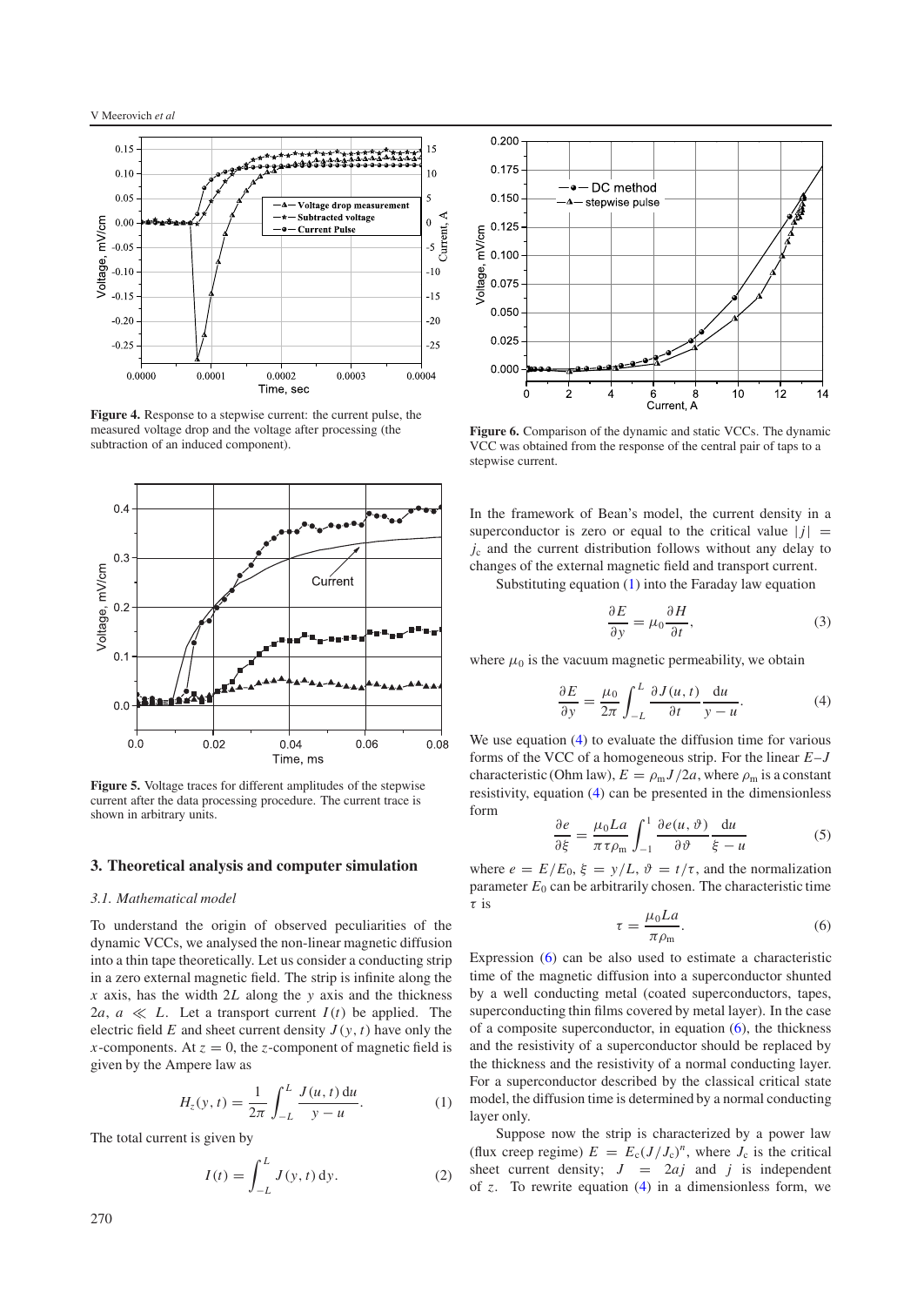**Figure 4.** Response to a stepwise current: the current pulse, the measured voltage drop and the voltage after processing (the subtraction of an induced component).

**Figure 5.** Voltage traces for different amplitudes of the stepwise current after the data processing procedure. The current trace is shown in arbitrary units.

**Figure 6.** Comparison of the dynamic and static VCCs. The dynamic VCC was obtained from the response of the central pair of taps to a stepwise current.

## 3. Theoretical analysis and computer simulation

### 3.1. Mathematical model

To understand the origin of observed peculiarities of the dynamic VCCs, we analysed the non-linear magnetic diffusion into a thin tape theoretically. Let us consider a conducting strip in a zero external magnetic field. The strip is infinite along the $x$ axis, has the width $2L$ along the $y$ axis and the thickness $2a$, $a \ll L$. Let a transport current $I(t)$ be applied. The electric field $E$ and sheet current density $J(y, t)$ have only the $x$-components. At $z = 0$, the $z$-component of magnetic field is given by the Ampere law as

$$H_z(y, t) = \frac{1}{2\pi} \int_{-L}^{L} \frac{J(u, t)\,\mathrm{d}u}{y - u}. \tag{1}$$

The total current is given by

$$I(t) = \int_{-L}^{L} J(y, t)\,\mathrm{d}y. \tag{2}$$

In the framework of Bean's model, the current density in a superconductor is zero or equal to the critical value $|j| = j_c$ and the current distribution follows without any delay to changes of the external magnetic field and transport current.

Substituting equation (1) into the Faraday law equation

$$\frac{\partial E}{\partial y} = \mu_0 \frac{\partial H}{\partial t}, \tag{3}$$

where $\mu_0$ is the vacuum magnetic permeability, we obtain

$$\frac{\partial E}{\partial y} = \frac{\mu_0}{2\pi} \int_{-L}^{L} \frac{\partial J(u, t)}{\partial t} \frac{\mathrm{d}u}{y - u}. \tag{4}$$

We use equation (4) to evaluate the diffusion time for various forms of the VCC of a homogeneous strip. For the linear $E$–$J$ characteristic (Ohm law), $E = \rho_m J/2a$, where $\rho_m$ is a constant resistivity, equation (4) can be presented in the dimensionless form

$$\frac{\partial e}{\partial \xi} = \frac{\mu_0 L a}{\pi \tau \rho_m} \int_{-1}^{1} \frac{\partial e(u, \vartheta)}{\partial \vartheta} \frac{\mathrm{d}u}{\xi - u} \tag{5}$$

where $e = E/E_0$, $\xi = y/L$, $\vartheta = t/\tau$, and the normalization parameter $E_0$ can be arbitrarily chosen. The characteristic time $\tau$ is

$$\tau = \frac{\mu_0 L a}{\pi \rho_m}. \tag{6}$$

Expression (6) can be also used to estimate a characteristic time of the magnetic diffusion into a superconductor shunted by a well conducting metal (coated superconductors, tapes, superconducting thin films covered by metal layer). In the case of a composite superconductor, in equation (6), the thickness and the resistivity of a superconductor should be replaced by the thickness and the resistivity of a normal conducting layer. For a superconductor described by the classical critical state model, the diffusion time is determined by a normal conducting layer only.

Suppose now the strip is characterized by a power law (flux creep regime) $E = E_c (J/J_c)^n$, where $J_c$ is the critical sheet current density; $J = 2aj$ and $j$ is independent of $z$. To rewrite equation (4) in a dimensionless form, we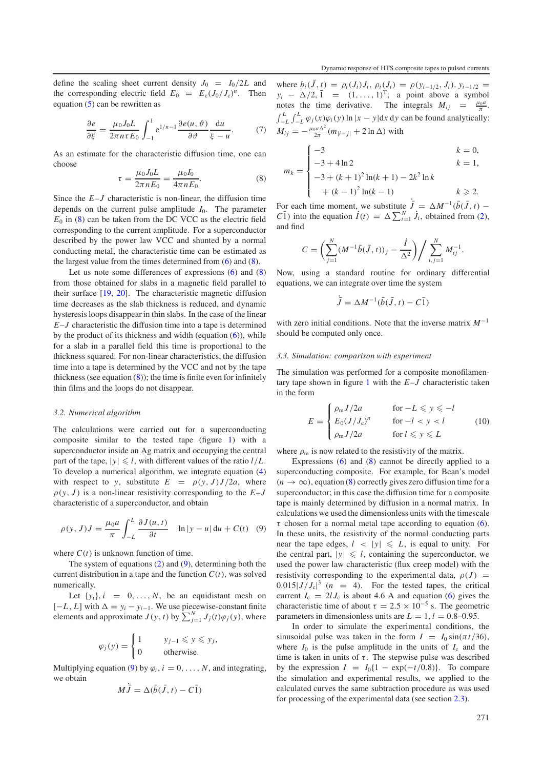define the scaling sheet current density $J_0 = I_0/2L$ and the corresponding electric field $E_0 = E_c(J_0/J_c)^n$. Then equation (5) can be rewritten as

$$\frac{\partial e}{\partial \xi} = \frac{\mu_0 J_0 L}{2\pi n \tau E_0} \int_{-1}^{1} e^{1/n-1} \frac{\partial e(u,\vartheta)}{\partial \vartheta} \frac{du}{\xi - u}. \tag{7}$$

As an estimate for the characteristic diffusion time, one can choose

$$\tau = \frac{\mu_0 J_0 L}{2\pi n E_0} = \frac{\mu_0 I_0}{4\pi n E_0}. \tag{8}$$

Since the $E$–$J$ characteristic is non-linear, the diffusion time depends on the current pulse amplitude $I_0$. The parameter $E_0$ in (8) can be taken from the DC VCC as the electric field corresponding to the current amplitude. For a superconductor described by the power law VCC and shunted by a normal conducting metal, the characteristic time can be estimated as the largest value from the times determined from (6) and (8).

Let us note some differences of expressions (6) and (8) from those obtained for slabs in a magnetic field parallel to their surface [19, 20]. The characteristic magnetic diffusion time decreases as the slab thickness is reduced, and dynamic hysteresis loops disappear in thin slabs. In the case of the linear $E$–$J$ characteristic the diffusion time into a tape is determined by the product of its thickness and width (equation (6)), while for a slab in a parallel field this time is proportional to the thickness squared. For non-linear characteristics, the diffusion time into a tape is determined by the VCC and not by the tape thickness (see equation (8)); the time is finite even for infinitely thin films and the loops do not disappear.

### 3.2. Numerical algorithm

The calculations were carried out for a superconducting composite similar to the tested tape (figure 1) with a superconductor inside an Ag matrix and occupying the central part of the tape, $|y| \leqslant l$, with different values of the ratio $l/L$. To develop a numerical algorithm, we integrate equation (4) with respect to $y$, substitute $E = \rho(y, J)J/2a$, where $\rho(y, J)$ is a non-linear resistivity corresponding to the $E$–$J$ characteristic of a superconductor, and obtain

$$\rho(y, J)J = \frac{\mu_0 a}{\pi} \int_{-L}^{L} \frac{\partial J(u,t)}{\partial t} \quad \ln|y - u|\, du + C(t) \tag{9}$$

where $C(t)$ is unknown function of time.

The system of equations (2) and (9), determining both the current distribution in a tape and the function $C(t)$, was solved numerically.

Let $\{y_i\}, i = 0, \ldots, N$, be an equidistant mesh on $[-L, L]$ with $\Delta = y_i - y_{i-1}$. We use piecewise-constant finite elements and approximate $J(y, t)$ by $\sum_{j=1}^{N} J_j(t)\varphi_j(y)$, where

$$\varphi_j(y) = \begin{cases} 1 & y_{j-1} \leqslant y \leqslant y_j, \\ 0 & \text{otherwise.} \end{cases}$$

Multiplying equation (9) by $\varphi_i, i = 0, \ldots, N$, and integrating, we obtain

$$M\dot{\bar{J}} = \Delta(\bar{b}(\bar{J}, t) - C\bar{1})$$

where $b_i(\bar{J}, t) = \rho_i(J_i)J_i$, $\rho_i(J_i) = \rho(y_{i-1/2}, J_i)$, $y_{i-1/2} = y_i - \Delta/2$, $\bar{1} = (1, \ldots, 1)^T$; a point above a symbol notes the time derivative. The integrals $M_{ij} = \frac{\mu_0 a}{\pi} \int_{-L}^{L}\int_{-L}^{L} \varphi_j(x)\varphi_i(y) \ln|x - y|\, dx\, dy$ can be found analytically: $M_{ij} = -\frac{\mu_0 a \Delta^2}{2\pi}(m_{|i-j|} + 2\ln\Delta)$ with

$$m_k = \begin{cases} -3 & k = 0, \\ -3 + 4\ln 2 & k = 1, \\ -3 + (k+1)^2 \ln(k+1) - 2k^2 \ln k & \\ \quad + (k-1)^2 \ln(k-1) & k \geqslant 2. \end{cases}$$

For each time moment, we substitute $\dot{\bar{J}} = \Delta M^{-1}(\bar{b}(\bar{J}, t) - C\bar{1})$ into the equation $\dot{I}(t) = \Delta \sum_{i=1}^{N} \dot{J}_i$, obtained from (2), and find

$$C = \left( \sum_{j=1}^{N} (M^{-1}\bar{b}(\bar{J}, t))_j - \frac{\dot{I}}{\Delta^2} \right) \Big/ \sum_{i,j=1}^{N} M_{ij}^{-1}.$$

Now, using a standard routine for ordinary differential equations, we can integrate over time the system

$$\dot{\bar{J}} = \Delta M^{-1}(\bar{b}(\bar{J}, t) - C\bar{1})$$

with zero initial conditions. Note that the inverse matrix $M^{-1}$ should be computed only once.

### 3.3. Simulation: comparison with experiment

The simulation was performed for a composite monofilamentary tape shown in figure 1 with the $E$–$J$ characteristic taken in the form

$$E = \begin{cases} \rho_m J/2a & \text{for } -L \leqslant y \leqslant -l \\ E_0(J/J_c)^n & \text{for } -l < y < l \\ \rho_m J/2a & \text{for } l \leqslant y \leqslant L \end{cases} \tag{10}$$

where $\rho_m$ is now related to the resistivity of the matrix.

Expressions (6) and (8) cannot be directly applied to a superconducting composite. For example, for Bean's model ($n \to \infty$), equation (8) correctly gives zero diffusion time for a superconductor; in this case the diffusion time for a composite tape is mainly determined by diffusion in a normal matrix. In calculations we used the dimensionless units with the timescale $\tau$ chosen for a normal metal tape according to equation (6). In these units, the resistivity of the normal conducting parts near the tape edges, $l < |y| \leqslant L$, is equal to unity. For the central part, $|y| \leqslant l$, containing the superconductor, we used the power law characteristic (flux creep model) with the resistivity corresponding to the experimental data, $\rho(J) = 0.015|J/J_c|^3$ ($n = 4$). For the tested tapes, the critical current $I_c = 2lJ_c$ is about 4.6 A and equation (6) gives the characteristic time of about $\tau = 2.5 \times 10^{-5}$ s. The geometric parameters in dimensionless units are $L = 1, l = 0.8$–$0.95$.

In order to simulate the experimental conditions, the sinusoidal pulse was taken in the form $I = I_0 \sin(\pi t/36)$, where $I_0$ is the pulse amplitude in the units of $I_c$ and the time is taken in units of $\tau$. The stepwise pulse was described by the expression $I = I_0\{1 - \exp(-t/0.8)\}$. To compare the simulation and experimental results, we applied to the calculated curves the same subtraction procedure as was used for processing of the experimental data (see section 2.3).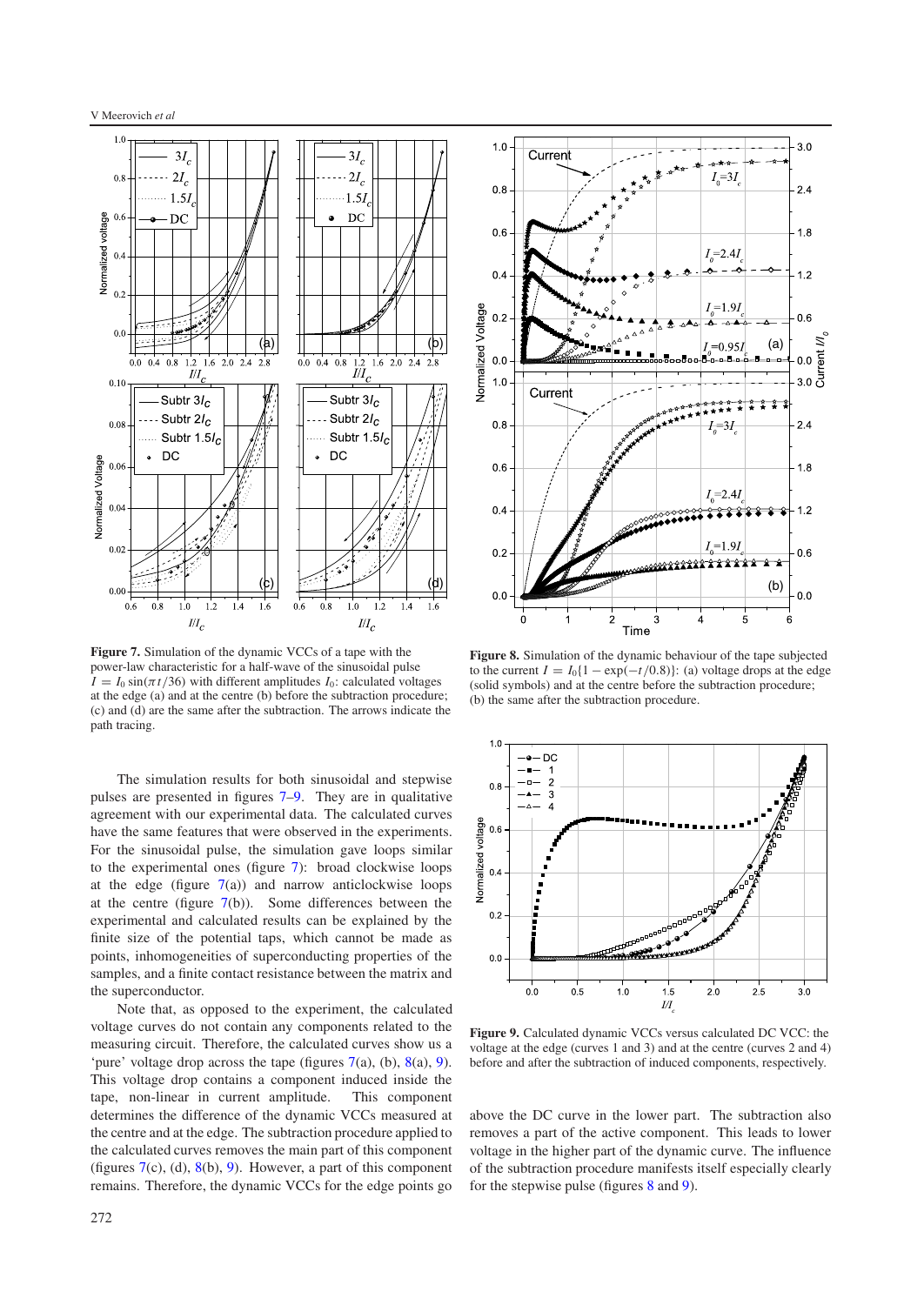**Figure 7.** Simulation of the dynamic VCCs of a tape with the power-law characteristic for a half-wave of the sinusoidal pulse $I = I_0 \sin(\pi t/36)$ with different amplitudes $I_0$: calculated voltages at the edge (a) and at the centre (b) before the subtraction procedure; (c) and (d) are the same after the subtraction. The arrows indicate the path tracing.

**Figure 8.** Simulation of the dynamic behaviour of the tape subjected to the current $I = I_0\{1 - \exp(-t/0.8)\}$: (a) voltage drops at the edge (solid symbols) and at the centre before the subtraction procedure; (b) the same after the subtraction procedure.

**Figure 9.** Calculated dynamic VCCs versus calculated DC VCC: the voltage at the edge (curves 1 and 3) and at the centre (curves 2 and 4) before and after the subtraction of induced components, respectively.

The simulation results for both sinusoidal and stepwise pulses are presented in figures 7–9. They are in qualitative agreement with our experimental data. The calculated curves have the same features that were observed in the experiments. For the sinusoidal pulse, the simulation gave loops similar to the experimental ones (figure 7): broad clockwise loops at the edge (figure 7(a)) and narrow anticlockwise loops at the centre (figure 7(b)). Some differences between the experimental and calculated results can be explained by the finite size of the potential taps, which cannot be made as points, inhomogeneities of superconducting properties of the samples, and a finite contact resistance between the matrix and the superconductor.

Note that, as opposed to the experiment, the calculated voltage curves do not contain any components related to the measuring circuit. Therefore, the calculated curves show us a 'pure' voltage drop across the tape (figures 7(a), (b), 8(a), 9). This voltage drop contains a component induced inside the tape, non-linear in current amplitude. This component determines the difference of the dynamic VCCs measured at the centre and at the edge. The subtraction procedure applied to the calculated curves removes the main part of this component (figures 7(c), (d), 8(b), 9). However, a part of this component remains. Therefore, the dynamic VCCs for the edge points go above the DC curve in the lower part. The subtraction also removes a part of the active component. This leads to lower voltage in the higher part of the dynamic curve. The influence of the subtraction procedure manifests itself especially clearly for the stepwise pulse (figures 8 and 9).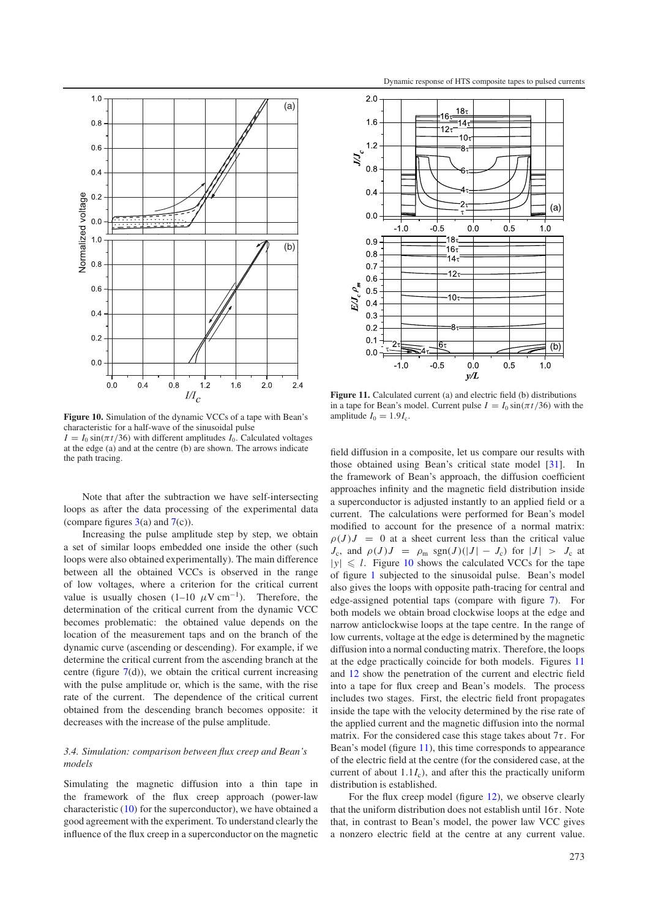Figure 10. Simulation of the dynamic VCCs of a tape with Bean's characteristic for a half-wave of the sinusoidal pulse $I = I_0 \sin(\pi t/36)$ with different amplitudes $I_0$. Calculated voltages at the edge (a) and at the centre (b) are shown. The arrows indicate the path tracing.

Note that after the subtraction we have self-intersecting loops as after the data processing of the experimental data (compare figures 3(a) and 7(c)).

Increasing the pulse amplitude step by step, we obtain a set of similar loops embedded one inside the other (such loops were also obtained experimentally). The main difference between all the obtained VCCs is observed in the range of low voltages, where a criterion for the critical current value is usually chosen (1–10 $\mu$V cm$^{-1}$). Therefore, the determination of the critical current from the dynamic VCC becomes problematic: the obtained value depends on the location of the measurement taps and on the branch of the dynamic curve (ascending or descending). For example, if we determine the critical current from the ascending branch at the centre (figure 7(d)), we obtain the critical current increasing with the pulse amplitude or, which is the same, with the rise rate of the current. The dependence of the critical current obtained from the descending branch becomes opposite: it decreases with the increase of the pulse amplitude.

### 3.4. Simulation: comparison between flux creep and Bean's models

Simulating the magnetic diffusion into a thin tape in the framework of the flux creep approach (power-law characteristic (10) for the superconductor), we have obtained a good agreement with the experiment. To understand clearly the influence of the flux creep in a superconductor on the magnetic field diffusion in a composite, let us compare our results with those obtained using Bean's critical state model [31]. In the framework of Bean's approach, the diffusion coefficient approaches infinity and the magnetic field distribution inside a superconductor is adjusted instantly to an applied field or a current. The calculations were performed for Bean's model modified to account for the presence of a normal matrix: $\rho(J)J = 0$ at a sheet current less than the critical value $J_c$, and $\rho(J)J = \rho_m \operatorname{sgn}(J)(|J| - J_c)$ for $|J| > J_c$ at $|y| \leqslant l$. Figure 10 shows the calculated VCCs for the tape of figure 1 subjected to the sinusoidal pulse. Bean's model also gives the loops with opposite path-tracing for central and edge-assigned potential taps (compare with figure 7). For both models we obtain broad clockwise loops at the edge and narrow anticlockwise loops at the tape centre. In the range of low currents, voltage at the edge is determined by the magnetic diffusion into a normal conducting matrix. Therefore, the loops at the edge practically coincide for both models. Figures 11 and 12 show the penetration of the current and electric field into a tape for flux creep and Bean's models. The process includes two stages. First, the electric field front propagates inside the tape with the velocity determined by the rise rate of the applied current and the magnetic diffusion into the normal matrix. For the considered case this stage takes about $7\tau$. For Bean's model (figure 11), this time corresponds to appearance of the electric field at the centre (for the considered case, at the current of about $1.1I_c$), and after this the practically uniform distribution is established.

Figure 11. Calculated current (a) and electric field (b) distributions in a tape for Bean's model. Current pulse $I = I_0 \sin(\pi t/36)$ with the amplitude $I_0 = 1.9I_c$.

For the flux creep model (figure 12), we observe clearly that the uniform distribution does not establish until $16\tau$. Note that, in contrast to Bean's model, the power law VCC gives a nonzero electric field at the centre at any current value.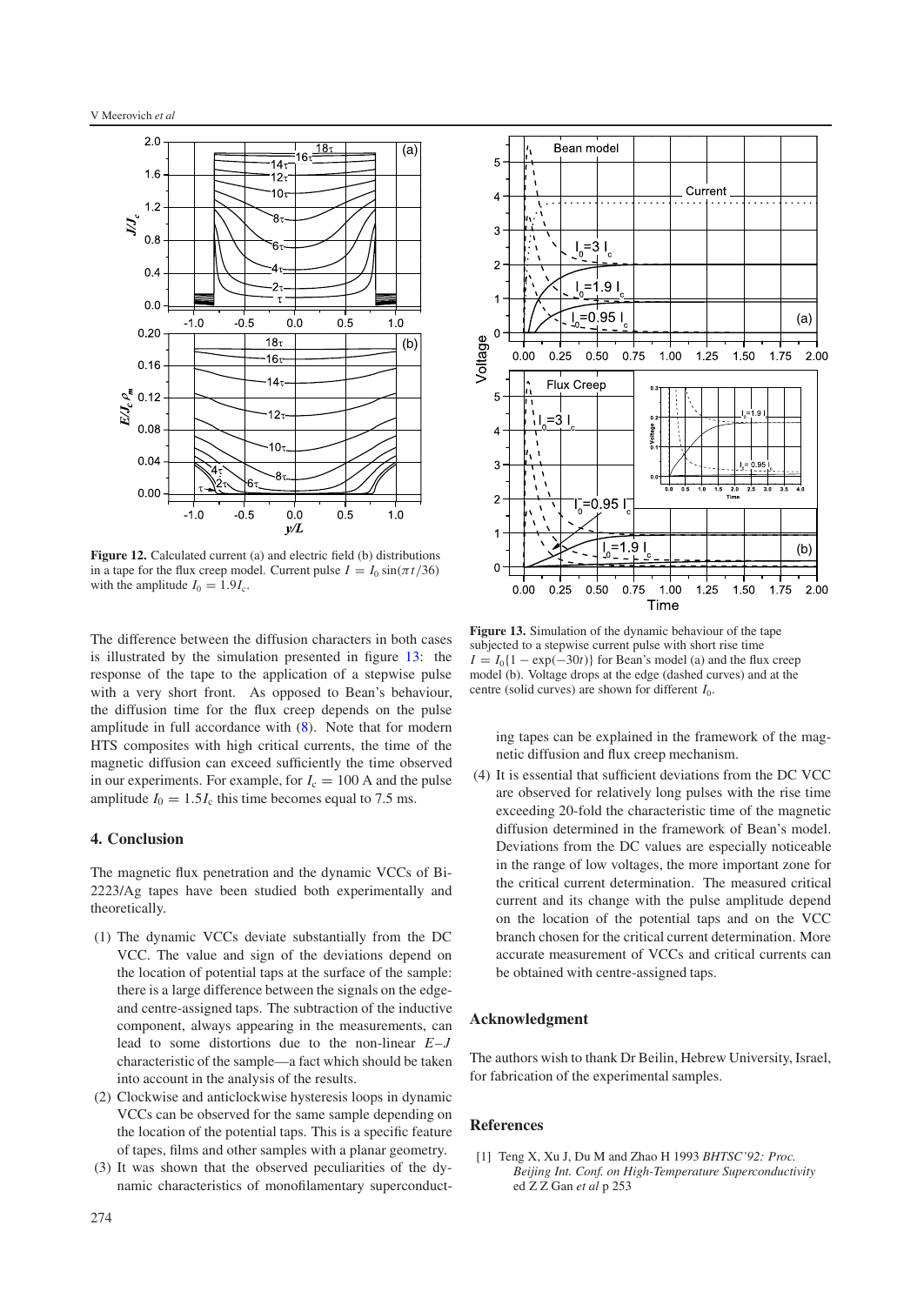**Figure 12.** Calculated current (a) and electric field (b) distributions in a tape for the flux creep model. Current pulse $I = I_0 \sin(\pi t/36)$ with the amplitude $I_0 = 1.9I_c$.

**Figure 13.** Simulation of the dynamic behaviour of the tape subjected to a stepwise current pulse with short rise time $I = I_0\{1 - \exp(-30t)\}$ for Bean's model (a) and the flux creep model (b). Voltage drops at the edge (dashed curves) and at the centre (solid curves) are shown for different $I_0$.

The difference between the diffusion characters in both cases is illustrated by the simulation presented in figure 13: the response of the tape to the application of a stepwise pulse with a very short front. As opposed to Bean's behaviour, the diffusion time for the flux creep depends on the pulse amplitude in full accordance with (8). Note that for modern HTS composites with high critical currents, the time of the magnetic diffusion can exceed sufficiently the time observed in our experiments. For example, for $I_c = 100$ A and the pulse amplitude $I_0 = 1.5I_c$ this time becomes equal to 7.5 ms.

## 4. Conclusion

The magnetic flux penetration and the dynamic VCCs of Bi-2223/Ag tapes have been studied both experimentally and theoretically.

(1) The dynamic VCCs deviate substantially from the DC VCC. The value and sign of the deviations depend on the location of potential taps at the surface of the sample: there is a large difference between the signals on the edge- and centre-assigned taps. The subtraction of the inductive component, always appearing in the measurements, can lead to some distortions due to the non-linear $E$–$J$ characteristic of the sample—a fact which should be taken into account in the analysis of the results.

(2) Clockwise and anticlockwise hysteresis loops in dynamic VCCs can be observed for the same sample depending on the location of the potential taps. This is a specific feature of tapes, films and other samples with a planar geometry.

(3) It was shown that the observed peculiarities of the dynamic characteristics of monofilamentary superconducting tapes can be explained in the framework of the magnetic diffusion and flux creep mechanism.

(4) It is essential that sufficient deviations from the DC VCC are observed for relatively long pulses with the rise time exceeding 20-fold the characteristic time of the magnetic diffusion determined in the framework of Bean's model. Deviations from the DC values are especially noticeable in the range of low voltages, the more important zone for the critical current determination. The measured critical current and its change with the pulse amplitude depend on the location of the potential taps and on the VCC branch chosen for the critical current determination. More accurate measurement of VCCs and critical currents can be obtained with centre-assigned taps.

## Acknowledgment

The authors wish to thank Dr Beilin, Hebrew University, Israel, for fabrication of the experimental samples.

## References

[1] Teng X, Xu J, Du M and Zhao H 1993 *BHTSC'92: Proc. Beijing Int. Conf. on High-Temperature Superconductivity* ed Z Z Gan *et al* p 253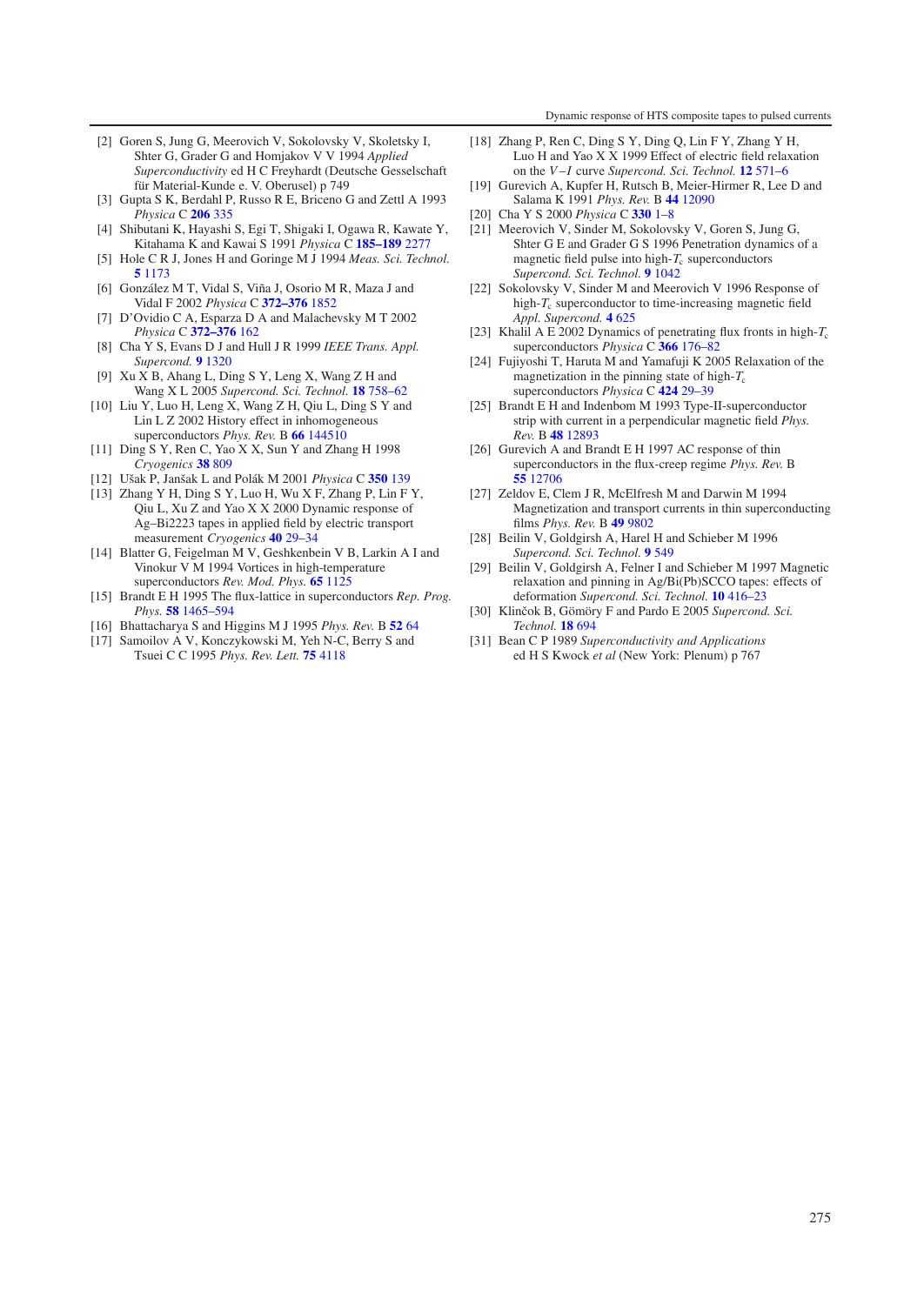[2] Goren S, Jung G, Meerovich V, Sokolovsky V, Skoletsky I, Shter G, Grader G and Homjakov V V 1994 *Applied Superconductivity* ed H C Freyhardt (Deutsche Gesselschaft für Material-Kunde e. V. Oberusel) p 749

[3] Gupta S K, Berdahl P, Russo R E, Briceno G and Zettl A 1993 *Physica* C **206** 335

[4] Shibutani K, Hayashi S, Egi T, Shigaki I, Ogawa R, Kawate Y, Kitahama K and Kawai S 1991 *Physica* C **185–189** 2277

[5] Hole C R J, Jones H and Goringe M J 1994 *Meas. Sci. Technol.* **5** 1173

[6] González M T, Vidal S, Viña J, Osorio M R, Maza J and Vidal F 2002 *Physica* C **372–376** 1852

[7] D'Ovidio C A, Esparza D A and Malachevsky M T 2002 *Physica* C **372–376** 162

[8] Cha Y S, Evans D J and Hull J R 1999 *IEEE Trans. Appl. Supercond.* **9** 1320

[9] Xu X B, Ahang L, Ding S Y, Leng X, Wang Z H and Wang X L 2005 *Supercond. Sci. Technol.* **18** 758–62

[10] Liu Y, Luo H, Leng X, Wang Z H, Qiu L, Ding S Y and Lin L Z 2002 History effect in inhomogeneous superconductors *Phys. Rev.* B **66** 144510

[11] Ding S Y, Ren C, Yao X X, Sun Y and Zhang H 1998 *Cryogenics* **38** 809

[12] Ušak P, Janšak L and Polák M 2001 *Physica* C **350** 139

[13] Zhang Y H, Ding S Y, Luo H, Wu X F, Zhang P, Lin F Y, Qiu L, Xu Z and Yao X X 2000 Dynamic response of Ag–Bi2223 tapes in applied field by electric transport measurement *Cryogenics* **40** 29–34

[14] Blatter G, Feigelman M V, Geshkenbein V B, Larkin A I and Vinokur V M 1994 Vortices in high-temperature superconductors *Rev. Mod. Phys.* **65** 1125

[15] Brandt E H 1995 The flux-lattice in superconductors *Rep. Prog. Phys.* **58** 1465–594

[16] Bhattacharya S and Higgins M J 1995 *Phys. Rev.* B **52** 64

[17] Samoilov A V, Konczykowski M, Yeh N-C, Berry S and Tsuei C C 1995 *Phys. Rev. Lett.* **75** 4118

[18] Zhang P, Ren C, Ding S Y, Ding Q, Lin F Y, Zhang Y H, Luo H and Yao X X 1999 Effect of electric field relaxation on the $V$–$I$ curve *Supercond. Sci. Technol.* **12** 571–6

[19] Gurevich A, Kupfer H, Rutsch B, Meier-Hirmer R, Lee D and Salama K 1991 *Phys. Rev.* B **44** 12090

[20] Cha Y S 2000 *Physica* C **330** 1–8

[21] Meerovich V, Sinder M, Sokolovsky V, Goren S, Jung G, Shter G E and Grader G S 1996 Penetration dynamics of a magnetic field pulse into high-$T_c$ superconductors *Supercond. Sci. Technol.* **9** 1042

[22] Sokolovsky V, Sinder M and Meerovich V 1996 Response of high-$T_c$ superconductor to time-increasing magnetic field *Appl. Supercond.* **4** 625

[23] Khalil A E 2002 Dynamics of penetrating flux fronts in high-$T_c$ superconductors *Physica* C **366** 176–82

[24] Fujiyoshi T, Haruta M and Yamafuji K 2005 Relaxation of the magnetization in the pinning state of high-$T_c$ superconductors *Physica* C **424** 29–39

[25] Brandt E H and Indenbom M 1993 Type-II-superconductor strip with current in a perpendicular magnetic field *Phys. Rev.* B **48** 12893

[26] Gurevich A and Brandt E H 1997 AC response of thin superconductors in the flux-creep regime *Phys. Rev.* B **55** 12706

[27] Zeldov E, Clem J R, McElfresh M and Darwin M 1994 Magnetization and transport currents in thin superconducting films *Phys. Rev.* B **49** 9802

[28] Beilin V, Goldgirsh A, Harel H and Schieber M 1996 *Supercond. Sci. Technol.* **9** 549

[29] Beilin V, Goldgirsh A, Felner I and Schieber M 1997 Magnetic relaxation and pinning in Ag/Bi(Pb)SCCO tapes: effects of deformation *Supercond. Sci. Technol.* **10** 416–23

[30] Klinčok B, Gömöry F and Pardo E 2005 *Supercond. Sci. Technol.* **18** 694

[31] Bean C P 1989 *Superconductivity and Applications* ed H S Kwock *et al* (New York: Plenum) p 767